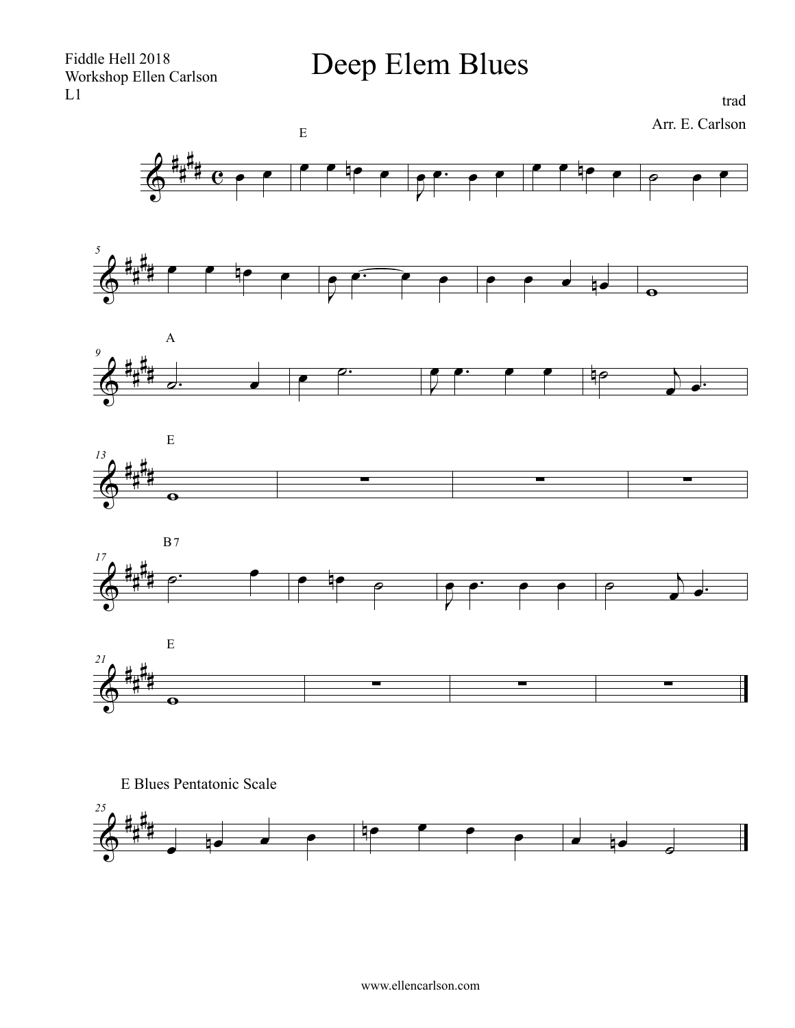Fiddle Hell 2018
Workshop Ellen Carlson
L1

# Deep Elem Blues

trad

Arr. E. Carlson

E

A

E

B7

E

E Blues Pentatonic Scale

www.ellencarlson.com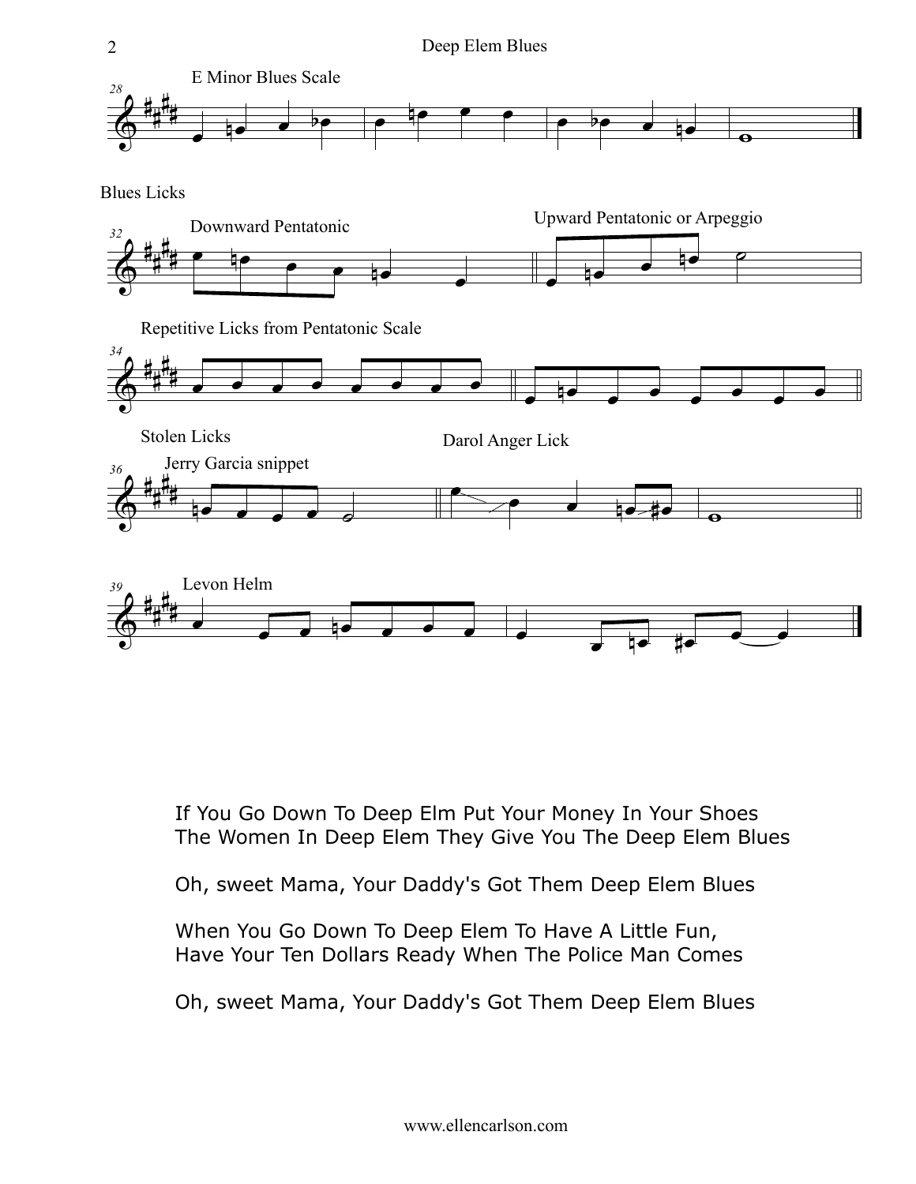E Minor Blues Scale

Blues Licks

Downward Pentatonic

Upward Pentatonic or Arpeggio

Repetitive Licks from Pentatonic Scale

Stolen Licks

Jerry Garcia snippet

Darol Anger Lick

Levon Helm

If You Go Down To Deep Elm Put Your Money In Your Shoes
The Women In Deep Elem They Give You The Deep Elem Blues

Oh, sweet Mama, Your Daddy's Got Them Deep Elem Blues

When You Go Down To Deep Elem To Have A Little Fun,
Have Your Ten Dollars Ready When The Police Man Comes

Oh, sweet Mama, Your Daddy's Got Them Deep Elem Blues

www.ellencarlson.com